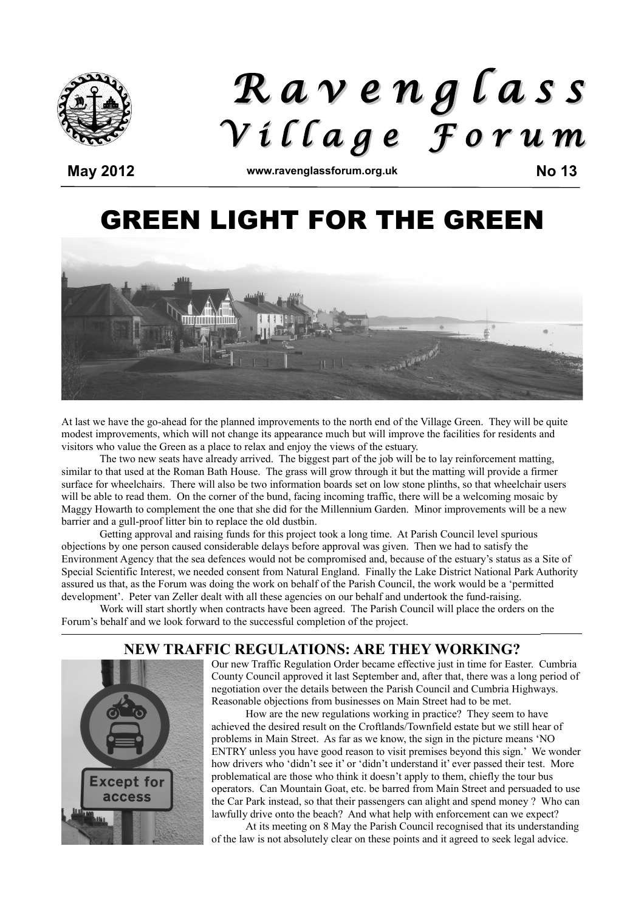# Ravenglass Village Forum

**May 2012** www.ravenglassforum.org.uk **No 13**

# GREEN LIGHT FOR THE GREEN

At last we have the go-ahead for the planned improvements to the north end of the Village Green. They will be quite modest improvements, which will not change its appearance much but will improve the facilities for residents and visitors who value the Green as a place to relax and enjoy the views of the estuary.

The two new seats have already arrived. The biggest part of the job will be to lay reinforcement matting, similar to that used at the Roman Bath House. The grass will grow through it but the matting will provide a firmer surface for wheelchairs. There will also be two information boards set on low stone plinths, so that wheelchair users will be able to read them. On the corner of the bund, facing incoming traffic, there will be a welcoming mosaic by Maggy Howarth to complement the one that she did for the Millennium Garden. Minor improvements will be a new barrier and a gull-proof litter bin to replace the old dustbin.

Getting approval and raising funds for this project took a long time. At Parish Council level spurious objections by one person caused considerable delays before approval was given. Then we had to satisfy the Environment Agency that the sea defences would not be compromised and, because of the estuary's status as a Site of Special Scientific Interest, we needed consent from Natural England. Finally the Lake District National Park Authority assured us that, as the Forum was doing the work on behalf of the Parish Council, the work would be a 'permitted development'. Peter van Zeller dealt with all these agencies on our behalf and undertook the fund-raising.

Work will start shortly when contracts have been agreed. The Parish Council will place the orders on the Forum's behalf and we look forward to the successful completion of the project.

## NEW TRAFFIC REGULATIONS: ARE THEY WORKING?

Our new Traffic Regulation Order became effective just in time for Easter. Cumbria County Council approved it last September and, after that, there was a long period of negotiation over the details between the Parish Council and Cumbria Highways. Reasonable objections from businesses on Main Street had to be met.

How are the new regulations working in practice? They seem to have achieved the desired result on the Croftlands/Townfield estate but we still hear of problems in Main Street. As far as we know, the sign in the picture means 'NO ENTRY unless you have good reason to visit premises beyond this sign.' We wonder how drivers who 'didn't see it' or 'didn't understand it' ever passed their test. More problematical are those who think it doesn't apply to them, chiefly the tour bus operators. Can Mountain Goat, etc. be barred from Main Street and persuaded to use the Car Park instead, so that their passengers can alight and spend money ? Who can lawfully drive onto the beach? And what help with enforcement can we expect?

At its meeting on 8 May the Parish Council recognised that its understanding of the law is not absolutely clear on these points and it agreed to seek legal advice.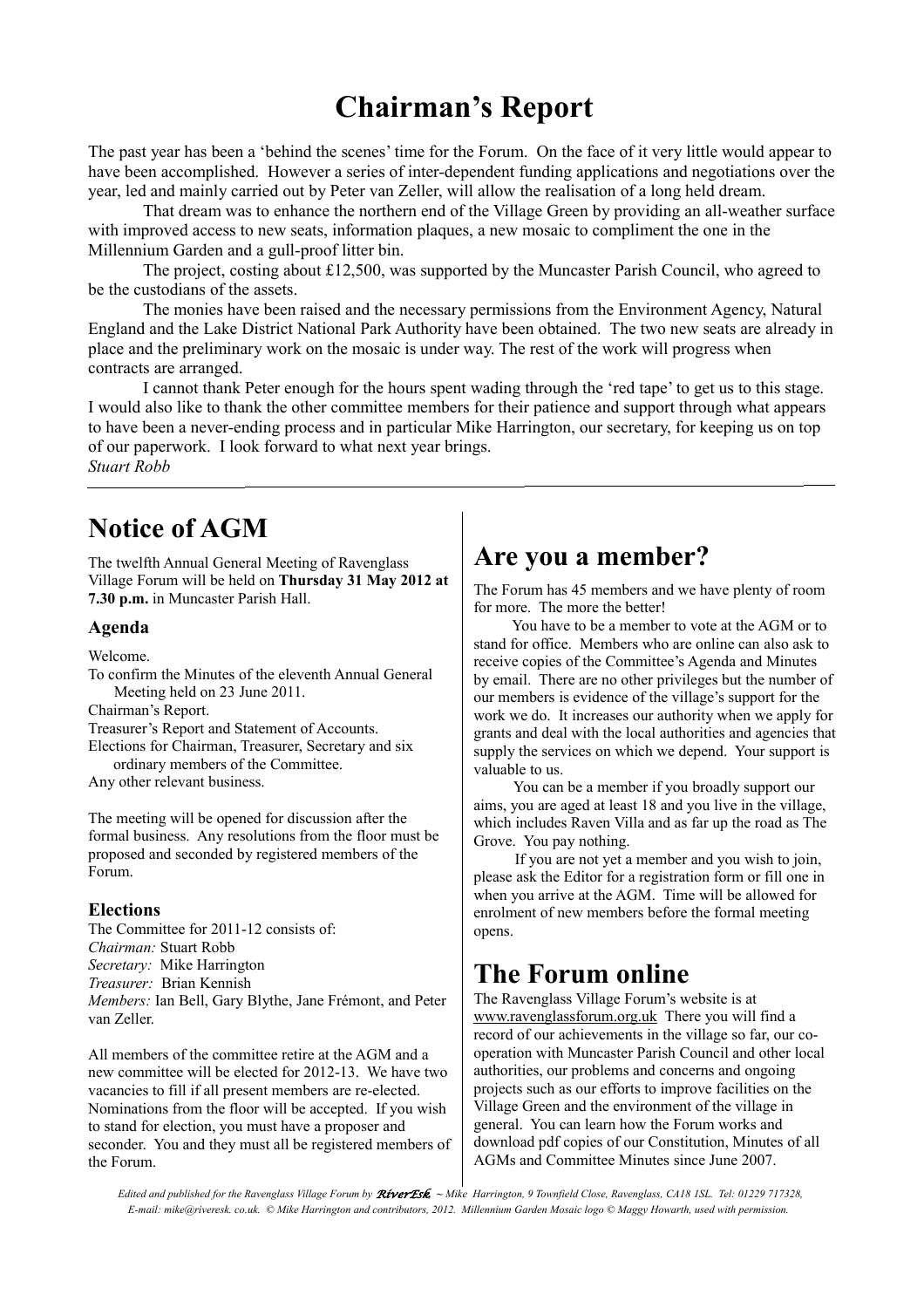# Chairman's Report

The past year has been a 'behind the scenes' time for the Forum. On the face of it very little would appear to have been accomplished. However a series of inter-dependent funding applications and negotiations over the year, led and mainly carried out by Peter van Zeller, will allow the realisation of a long held dream.

That dream was to enhance the northern end of the Village Green by providing an all-weather surface with improved access to new seats, information plaques, a new mosaic to compliment the one in the Millennium Garden and a gull-proof litter bin.

The project, costing about £12,500, was supported by the Muncaster Parish Council, who agreed to be the custodians of the assets.

The monies have been raised and the necessary permissions from the Environment Agency, Natural England and the Lake District National Park Authority have been obtained. The two new seats are already in place and the preliminary work on the mosaic is under way. The rest of the work will progress when contracts are arranged.

I cannot thank Peter enough for the hours spent wading through the 'red tape' to get us to this stage. I would also like to thank the other committee members for their patience and support through what appears to have been a never-ending process and in particular Mike Harrington, our secretary, for keeping us on top of our paperwork. I look forward to what next year brings.

*Stuart Robb*

# Notice of AGM

The twelfth Annual General Meeting of Ravenglass Village Forum will be held on **Thursday 31 May 2012 at 7.30 p.m.** in Muncaster Parish Hall.

### Agenda

Welcome.

To confirm the Minutes of the eleventh Annual General Meeting held on 23 June 2011.

Chairman's Report.

Treasurer's Report and Statement of Accounts.

Elections for Chairman, Treasurer, Secretary and six ordinary members of the Committee.

Any other relevant business.

The meeting will be opened for discussion after the formal business. Any resolutions from the floor must be proposed and seconded by registered members of the Forum.

### Elections

The Committee for 2011-12 consists of:

*Chairman:* Stuart Robb
*Secretary:* Mike Harrington
*Treasurer:* Brian Kennish
*Members:* Ian Bell, Gary Blythe, Jane Frémont, and Peter van Zeller.

All members of the committee retire at the AGM and a new committee will be elected for 2012-13. We have two vacancies to fill if all present members are re-elected. Nominations from the floor will be accepted. If you wish to stand for election, you must have a proposer and seconder. You and they must all be registered members of the Forum.

# Are you a member?

The Forum has 45 members and we have plenty of room for more. The more the better!

You have to be a member to vote at the AGM or to stand for office. Members who are online can also ask to receive copies of the Committee's Agenda and Minutes by email. There are no other privileges but the number of our members is evidence of the village's support for the work we do. It increases our authority when we apply for grants and deal with the local authorities and agencies that supply the services on which we depend. Your support is valuable to us.

You can be a member if you broadly support our aims, you are aged at least 18 and you live in the village, which includes Raven Villa and as far up the road as The Grove. You pay nothing.

If you are not yet a member and you wish to join, please ask the Editor for a registration form or fill one in when you arrive at the AGM. Time will be allowed for enrolment of new members before the formal meeting opens.

# The Forum online

The Ravenglass Village Forum's website is at www.ravenglassforum.org.uk There you will find a record of our achievements in the village so far, our co-operation with Muncaster Parish Council and other local authorities, our problems and concerns and ongoing projects such as our efforts to improve facilities on the Village Green and the environment of the village in general. You can learn how the Forum works and download pdf copies of our Constitution, Minutes of all AGMs and Committee Minutes since June 2007.

*Edited and published for the Ravenglass Village Forum by RiverEsk ~ Mike Harrington, 9 Townfield Close, Ravenglass, CA18 1SL. Tel: 01229 717328, E-mail: mike@riveresk. co.uk. © Mike Harrington and contributors, 2012. Millennium Garden Mosaic logo © Maggy Howarth, used with permission.*